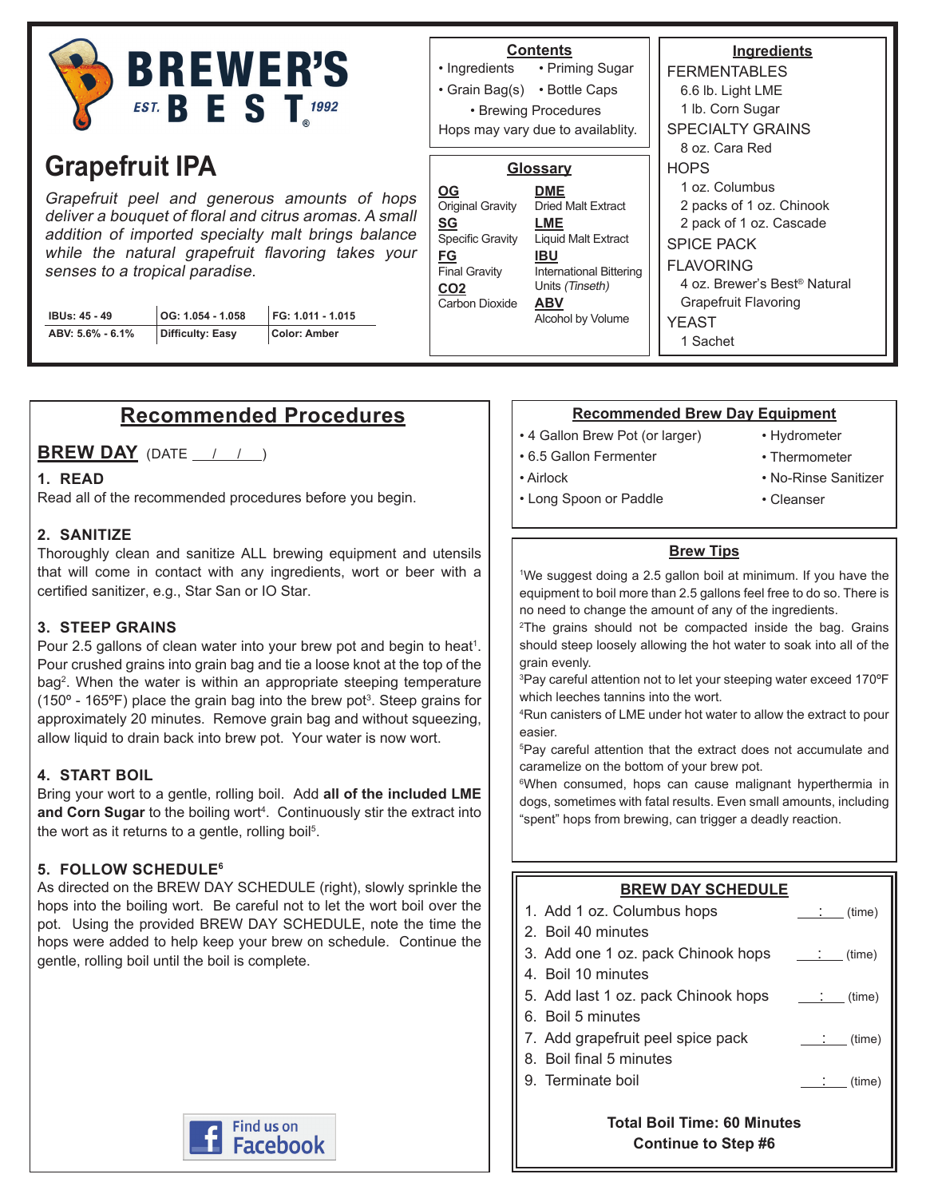# BREWER'S BEST

EST. 1992

# Grapefruit IPA

*Grapefruit peel and generous amounts of hops deliver a bouquet of floral and citrus aromas. A small addition of imported specialty malt brings balance while the natural grapefruit flavoring takes your senses to a tropical paradise.*

| | | |
|---|---|---|
| **IBUs: 45 - 49** | **OG: 1.054 - 1.058** | **FG: 1.011 - 1.015** |
| **ABV: 5.6% - 6.1%** | **Difficulty: Easy** | **Color: Amber** |

## Contents

- Ingredients
- Priming Sugar
- Grain Bag(s)
- Bottle Caps
- Brewing Procedures

Hops may vary due to availablity.

## Glossary

**OG** Original Gravity
**SG** Specific Gravity
**FG** Final Gravity
**CO2** Carbon Dioxide
**DME** Dried Malt Extract
**LME** Liquid Malt Extract
**IBU** International Bittering Units *(Tinseth)*
**ABV** Alcohol by Volume

## Ingredients

FERMENTABLES
- 6.6 lb. Light LME
- 1 lb. Corn Sugar

SPECIALTY GRAINS
- 8 oz. Cara Red

HOPS
- 1 oz. Columbus
- 2 packs of 1 oz. Chinook
- 2 pack of 1 oz. Cascade

SPICE PACK

FLAVORING
- 4 oz. Brewer's Best® Natural Grapefruit Flavoring

YEAST
- 1 Sachet

# Recommended Procedures

## BREW DAY (DATE __/__/__)

### 1. READ
Read all of the recommended procedures before you begin.

### 2. SANITIZE
Thoroughly clean and sanitize ALL brewing equipment and utensils that will come in contact with any ingredients, wort or beer with a certified sanitizer, e.g., Star San or IO Star.

### 3. STEEP GRAINS
Pour 2.5 gallons of clean water into your brew pot and begin to heat[1]. Pour crushed grains into grain bag and tie a loose knot at the top of the bag[2]. When the water is within an appropriate steeping temperature (150º - 165ºF) place the grain bag into the brew pot[3]. Steep grains for approximately 20 minutes. Remove grain bag and without squeezing, allow liquid to drain back into brew pot. Your water is now wort.

### 4. START BOIL
Bring your wort to a gentle, rolling boil. Add **all of the included LME and Corn Sugar** to the boiling wort[4]. Continuously stir the extract into the wort as it returns to a gentle, rolling boil[5].

### 5. FOLLOW SCHEDULE[6]
As directed on the BREW DAY SCHEDULE (right), slowly sprinkle the hops into the boiling wort. Be careful not to let the wort boil over the pot. Using the provided BREW DAY SCHEDULE, note the time the hops were added to help keep your brew on schedule. Continue the gentle, rolling boil until the boil is complete.

Find us on Facebook

## Recommended Brew Day Equipment

- 4 Gallon Brew Pot (or larger)
- 6.5 Gallon Fermenter
- Airlock
- Long Spoon or Paddle
- Hydrometer
- Thermometer
- No-Rinse Sanitizer
- Cleanser

## Brew Tips

[1]We suggest doing a 2.5 gallon boil at minimum. If you have the equipment to boil more than 2.5 gallons feel free to do so. There is no need to change the amount of any of the ingredients.
[2]The grains should not be compacted inside the bag. Grains should steep loosely allowing the hot water to soak into all of the grain evenly.
[3]Pay careful attention not to let your steeping water exceed 170ºF which leeches tannins into the wort.
[4]Run canisters of LME under hot water to allow the extract to pour easier.
[5]Pay careful attention that the extract does not accumulate and caramelize on the bottom of your brew pot.
[6]When consumed, hops can cause malignant hyperthermia in dogs, sometimes with fatal results. Even small amounts, including "spent" hops from brewing, can trigger a deadly reaction.

## BREW DAY SCHEDULE

1. Add 1 oz. Columbus hops ___:___ (time)
2. Boil 40 minutes
3. Add one 1 oz. pack Chinook hops ___:___ (time)
4. Boil 10 minutes
5. Add last 1 oz. pack Chinook hops ___:___ (time)
6. Boil 5 minutes
7. Add grapefruit peel spice pack ___:___ (time)
8. Boil final 5 minutes
9. Terminate boil ___:___ (time)

**Total Boil Time: 60 Minutes**
**Continue to Step #6**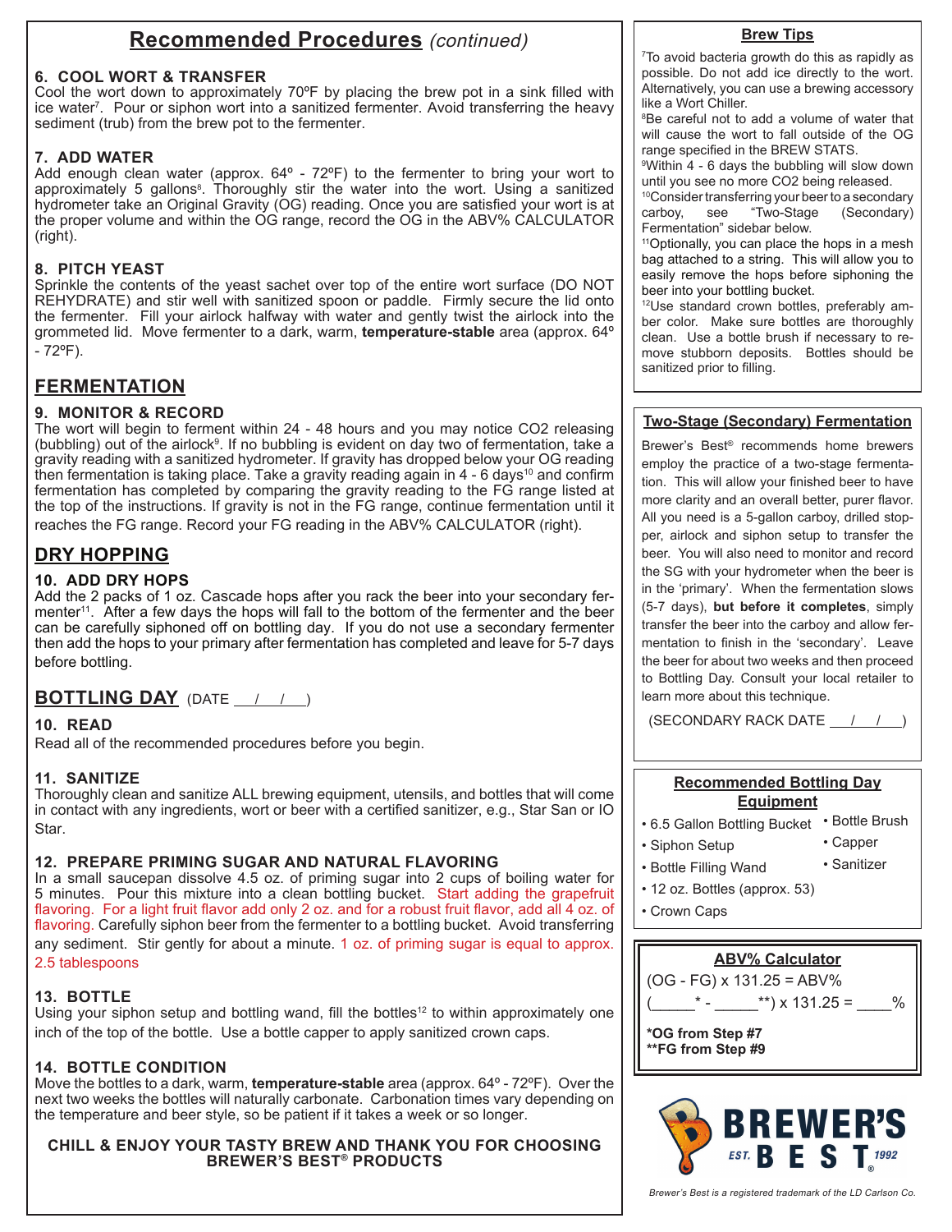## Recommended Procedures *(continued)*

### 6. COOL WORT & TRANSFER

Cool the wort down to approximately 70ºF by placing the brew pot in a sink filled with ice water[7]. Pour or siphon wort into a sanitized fermenter. Avoid transferring the heavy sediment (trub) from the brew pot to the fermenter.

### 7. ADD WATER

Add enough clean water (approx. 64º - 72ºF) to the fermenter to bring your wort to approximately 5 gallons[8]. Thoroughly stir the water into the wort. Using a sanitized hydrometer take an Original Gravity (OG) reading. Once you are satisfied your wort is at the proper volume and within the OG range, record the OG in the ABV% CALCULATOR (right).

### 8. PITCH YEAST

Sprinkle the contents of the yeast sachet over top of the entire wort surface (DO NOT REHYDRATE) and stir well with sanitized spoon or paddle. Firmly secure the lid onto the fermenter. Fill your airlock halfway with water and gently twist the airlock into the grommeted lid. Move fermenter to a dark, warm, **temperature-stable** area (approx. 64º - 72ºF).

## FERMENTATION

### 9. MONITOR & RECORD

The wort will begin to ferment within 24 - 48 hours and you may notice CO2 releasing (bubbling) out of the airlock[9]. If no bubbling is evident on day two of fermentation, take a gravity reading with a sanitized hydrometer. If gravity has dropped below your OG reading then fermentation is taking place. Take a gravity reading again in 4 - 6 days[10] and confirm fermentation has completed by comparing the gravity reading to the FG range listed at the top of the instructions. If gravity is not in the FG range, continue fermentation until it reaches the FG range. Record your FG reading in the ABV% CALCULATOR (right).

## DRY HOPPING

### 10. ADD DRY HOPS

Add the 2 packs of 1 oz. Cascade hops after you rack the beer into your secondary fermenter[11]. After a few days the hops will fall to the bottom of the fermenter and the beer can be carefully siphoned off on bottling day. If you do not use a secondary fermenter then add the hops to your primary after fermentation has completed and leave for 5-7 days before bottling.

## BOTTLING DAY (DATE ___/___/___)

### 10. READ

Read all of the recommended procedures before you begin.

### 11. SANITIZE

Thoroughly clean and sanitize ALL brewing equipment, utensils, and bottles that will come in contact with any ingredients, wort or beer with a certified sanitizer, e.g., Star San or IO Star.

### 12. PREPARE PRIMING SUGAR AND NATURAL FLAVORING

In a small saucepan dissolve 4.5 oz. of priming sugar into 2 cups of boiling water for 5 minutes. Pour this mixture into a clean bottling bucket. Start adding the grapefruit flavoring. For a light fruit flavor add only 2 oz. and for a robust fruit flavor, add all 4 oz. of flavoring. Carefully siphon beer from the fermenter to a bottling bucket. Avoid transferring any sediment. Stir gently for about a minute. 1 oz. of priming sugar is equal to approx. 2.5 tablespoons

### 13. BOTTLE

Using your siphon setup and bottling wand, fill the bottles[12] to within approximately one inch of the top of the bottle. Use a bottle capper to apply sanitized crown caps.

### 14. BOTTLE CONDITION

Move the bottles to a dark, warm, **temperature-stable** area (approx. 64º - 72ºF). Over the next two weeks the bottles will naturally carbonate. Carbonation times vary depending on the temperature and beer style, so be patient if it takes a week or so longer.

**CHILL & ENJOY YOUR TASTY BREW AND THANK YOU FOR CHOOSING BREWER'S BEST® PRODUCTS**

## Brew Tips

[7]To avoid bacteria growth do this as rapidly as possible. Do not add ice directly to the wort. Alternatively, you can use a brewing accessory like a Wort Chiller.

[8]Be careful not to add a volume of water that will cause the wort to fall outside of the OG range specified in the BREW STATS.

[9]Within 4 - 6 days the bubbling will slow down until you see no more CO2 being released.

[10]Consider transferring your beer to a secondary carboy, see "Two-Stage (Secondary) Fermentation" sidebar below.

[11]Optionally, you can place the hops in a mesh bag attached to a string. This will allow you to easily remove the hops before siphoning the beer into your bottling bucket.

[12]Use standard crown bottles, preferably amber color. Make sure bottles are thoroughly clean. Use a bottle brush if necessary to remove stubborn deposits. Bottles should be sanitized prior to filling.

## Two-Stage (Secondary) Fermentation

Brewer's Best® recommends home brewers employ the practice of a two-stage fermentation. This will allow your finished beer to have more clarity and an overall better, purer flavor. All you need is a 5-gallon carboy, drilled stopper, airlock and siphon setup to transfer the beer. You will also need to monitor and record the SG with your hydrometer when the beer is in the 'primary'. When the fermentation slows (5-7 days), **but before it completes**, simply transfer the beer into the carboy and allow fermentation to finish in the 'secondary'. Leave the beer for about two weeks and then proceed to Bottling Day. Consult your local retailer to learn more about this technique.

(SECONDARY RACK DATE ___/___/___)

## Recommended Bottling Day Equipment

- 6.5 Gallon Bottling Bucket
- Siphon Setup
- Bottle Filling Wand
- 12 oz. Bottles (approx. 53)
- Crown Caps
- Bottle Brush
- Capper
- Sanitizer

## ABV% Calculator

(OG - FG) x 131.25 = ABV%

(_____* - _____**) x 131.25 = ____%

**\*OG from Step #7**
**\*\*FG from Step #9**

BREWER'S BEST EST. 1992

*Brewer's Best is a registered trademark of the LD Carlson Co.*